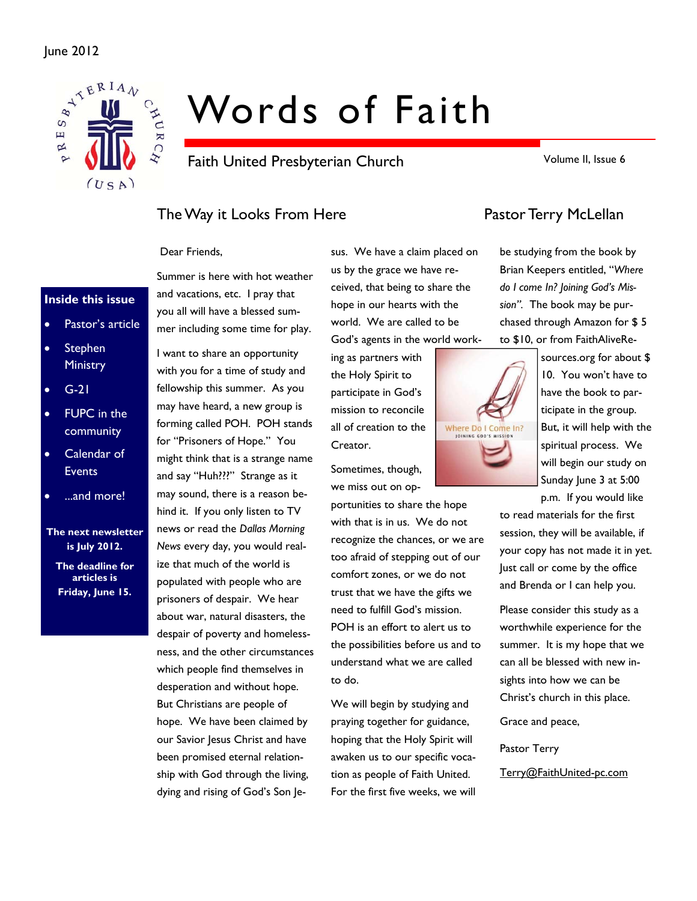June 2012

# Words of Faith

Faith United Presbyterian Church

Volume II, Issue 6

**Inside this issue**

- Pastor's article
- Stephen Ministry
- G-21
- FUPC in the community
- Calendar of Events
- ...and more!

**The next newsletter is July 2012.**

**The deadline for articles is Friday, June 15.**

## The Way it Looks From Here

### Pastor Terry McLellan

Dear Friends,

Summer is here with hot weather and vacations, etc. I pray that you all will have a blessed summer including some time for play.

I want to share an opportunity with you for a time of study and fellowship this summer. As you may have heard, a new group is forming called POH. POH stands for "Prisoners of Hope." You might think that is a strange name and say "Huh???" Strange as it may sound, there is a reason behind it. If you only listen to TV news or read the *Dallas Morning News* every day, you would realize that much of the world is populated with people who are prisoners of despair. We hear about war, natural disasters, the despair of poverty and homelessness, and the other circumstances which people find themselves in desperation and without hope. But Christians are people of hope. We have been claimed by our Savior Jesus Christ and have been promised eternal relationship with God through the living, dying and rising of God's Son Jesus. We have a claim placed on us by the grace we have received, that being to share the hope in our hearts with the world. We are called to be God's agents in the world working as partners with the Holy Spirit to participate in God's mission to reconcile all of creation to the Creator.

Sometimes, though, we miss out on opportunities to share the hope with that is in us. We do not recognize the chances, or we are too afraid of stepping out of our comfort zones, or we do not trust that we have the gifts we need to fulfill God's mission. POH is an effort to alert us to the possibilities before us and to understand what we are called to do.

We will begin by studying and praying together for guidance, hoping that the Holy Spirit will awaken us to our specific vocation as people of Faith United. For the first five weeks, we will be studying from the book by Brian Keepers entitled, "*Where do I come In? Joining God's Mission*". The book may be purchased through Amazon for $ 5 to $10, or from FaithAliveResources.org for about $ 10. You won't have to have the book to participate in the group. But, it will help with the spiritual process. We will begin our study on Sunday June 3 at 5:00 p.m. If you would like to read materials for the first session, they will be available, if your copy has not made it in yet. Just call or come by the office and Brenda or I can help you.

Please consider this study as a worthwhile experience for the summer. It is my hope that we can all be blessed with new insights into how we can be Christ's church in this place.

Grace and peace,

Pastor Terry

Terry@FaithUnited-pc.com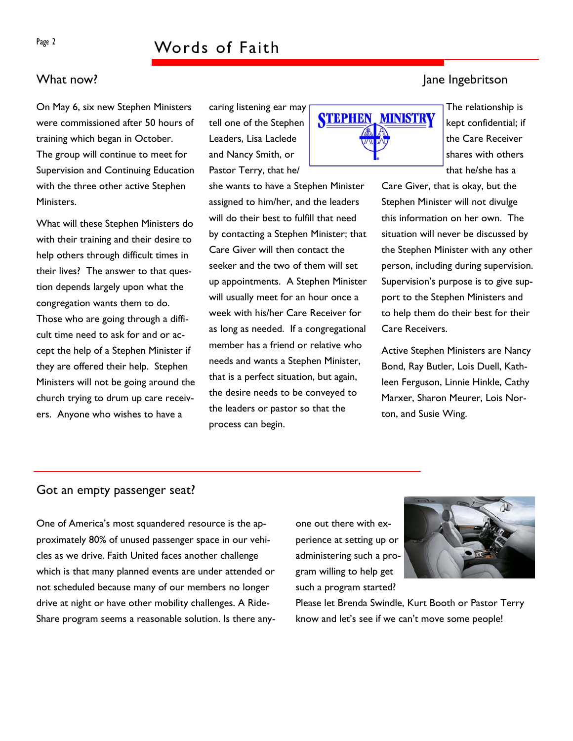## What now?

Jane Ingebritson

On May 6, six new Stephen Ministers were commissioned after 50 hours of training which began in October. The group will continue to meet for Supervision and Continuing Education with the three other active Stephen Ministers.

What will these Stephen Ministers do with their training and their desire to help others through difficult times in their lives? The answer to that question depends largely upon what the congregation wants them to do. Those who are going through a difficult time need to ask for and or accept the help of a Stephen Minister if they are offered their help. Stephen Ministers will not be going around the church trying to drum up care receivers. Anyone who wishes to have a caring listening ear may tell one of the Stephen Leaders, Lisa Laclede and Nancy Smith, or Pastor Terry, that he/she wants to have a Stephen Minister assigned to him/her, and the leaders will do their best to fulfill that need by contacting a Stephen Minister; that Care Giver will then contact the seeker and the two of them will set up appointments. A Stephen Minister will usually meet for an hour once a week with his/her Care Receiver for as long as needed. If a congregational member has a friend or relative who needs and wants a Stephen Minister, that is a perfect situation, but again, the desire needs to be conveyed to the leaders or pastor so that the process can begin.

The relationship is kept confidential; if the Care Receiver shares with others that he/she has a Care Giver, that is okay, but the Stephen Minister will not divulge this information on her own. The situation will never be discussed by the Stephen Minister with any other person, including during supervision. Supervision's purpose is to give support to the Stephen Ministers and to help them do their best for their Care Receivers.

Active Stephen Ministers are Nancy Bond, Ray Butler, Lois Duell, Kathleen Ferguson, Linnie Hinkle, Cathy Marxer, Sharon Meurer, Lois Norton, and Susie Wing.

## Got an empty passenger seat?

One of America's most squandered resource is the approximately 80% of unused passenger space in our vehicles as we drive. Faith United faces another challenge which is that many planned events are under attended or not scheduled because many of our members no longer drive at night or have other mobility challenges. A Ride-Share program seems a reasonable solution. Is there anyone out there with experience at setting up or administering such a program willing to help get such a program started? Please let Brenda Swindle, Kurt Booth or Pastor Terry know and let's see if we can't move some people!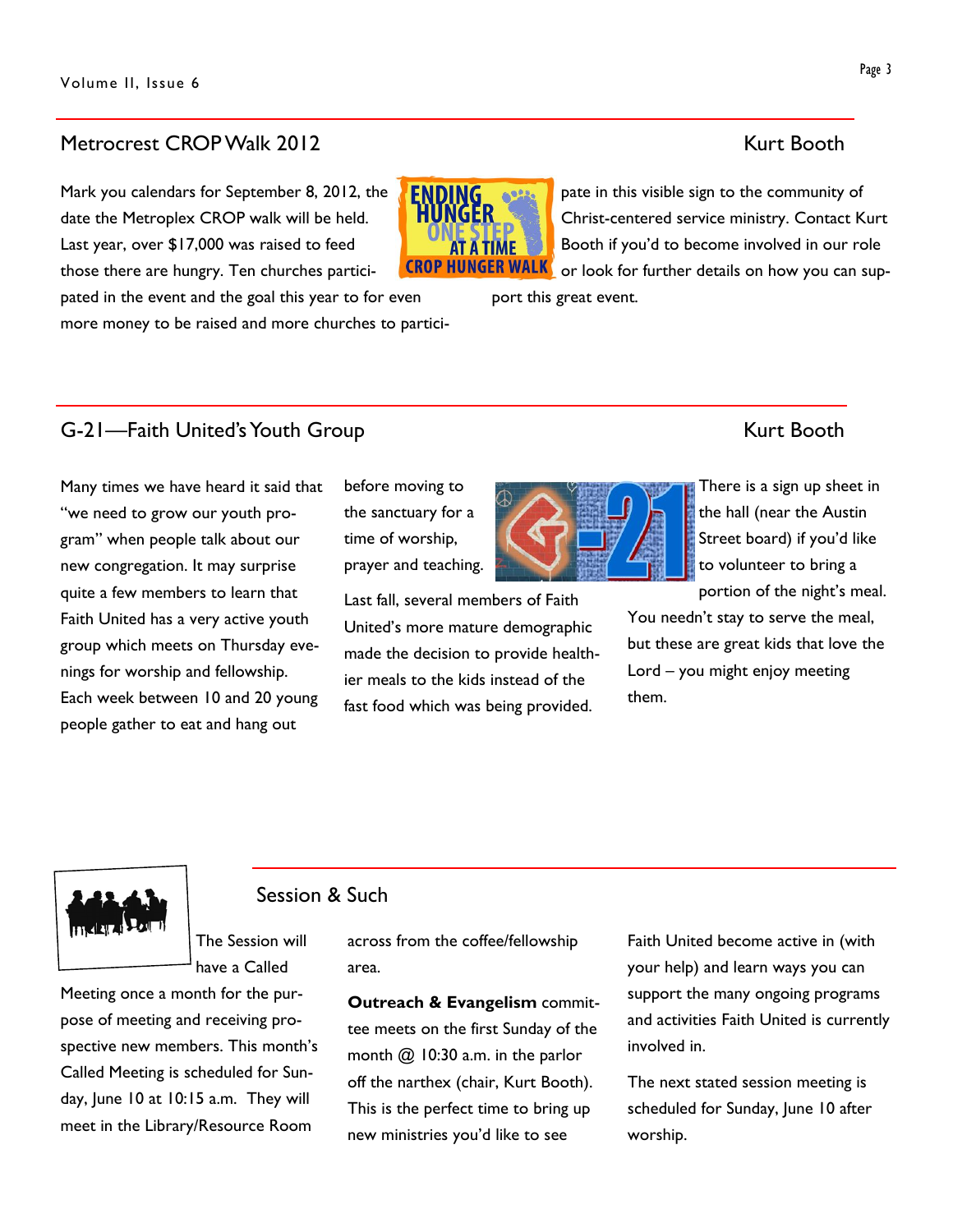## Metrocrest CROP Walk 2012

Kurt Booth

Mark you calendars for September 8, 2012, the date the Metroplex CROP walk will be held. Last year, over $17,000 was raised to feed those there are hungry. Ten churches participated in the event and the goal this year to for even more money to be raised and more churches to participate in this visible sign to the community of Christ-centered service ministry. Contact Kurt Booth if you'd to become involved in our role or look for further details on how you can support this great event.

## G-21—Faith United's Youth Group

Kurt Booth

Many times we have heard it said that "we need to grow our youth program" when people talk about our new congregation. It may surprise quite a few members to learn that Faith United has a very active youth group which meets on Thursday evenings for worship and fellowship. Each week between 10 and 20 young people gather to eat and hang out before moving to the sanctuary for a time of worship, prayer and teaching.

Last fall, several members of Faith United's more mature demographic made the decision to provide healthier meals to the kids instead of the fast food which was being provided.

There is a sign up sheet in the hall (near the Austin Street board) if you'd like to volunteer to bring a portion of the night's meal. You needn't stay to serve the meal, but these are great kids that love the Lord – you might enjoy meeting them.

## Session & Such

The Session will have a Called Meeting once a month for the purpose of meeting and receiving prospective new members. This month's Called Meeting is scheduled for Sunday, June 10 at 10:15 a.m. They will meet in the Library/Resource Room across from the coffee/fellowship area.

**Outreach & Evangelism** committee meets on the first Sunday of the month @ 10:30 a.m. in the parlor off the narthex (chair, Kurt Booth). This is the perfect time to bring up new ministries you'd like to see Faith United become active in (with your help) and learn ways you can support the many ongoing programs and activities Faith United is currently involved in.

The next stated session meeting is scheduled for Sunday, June 10 after worship.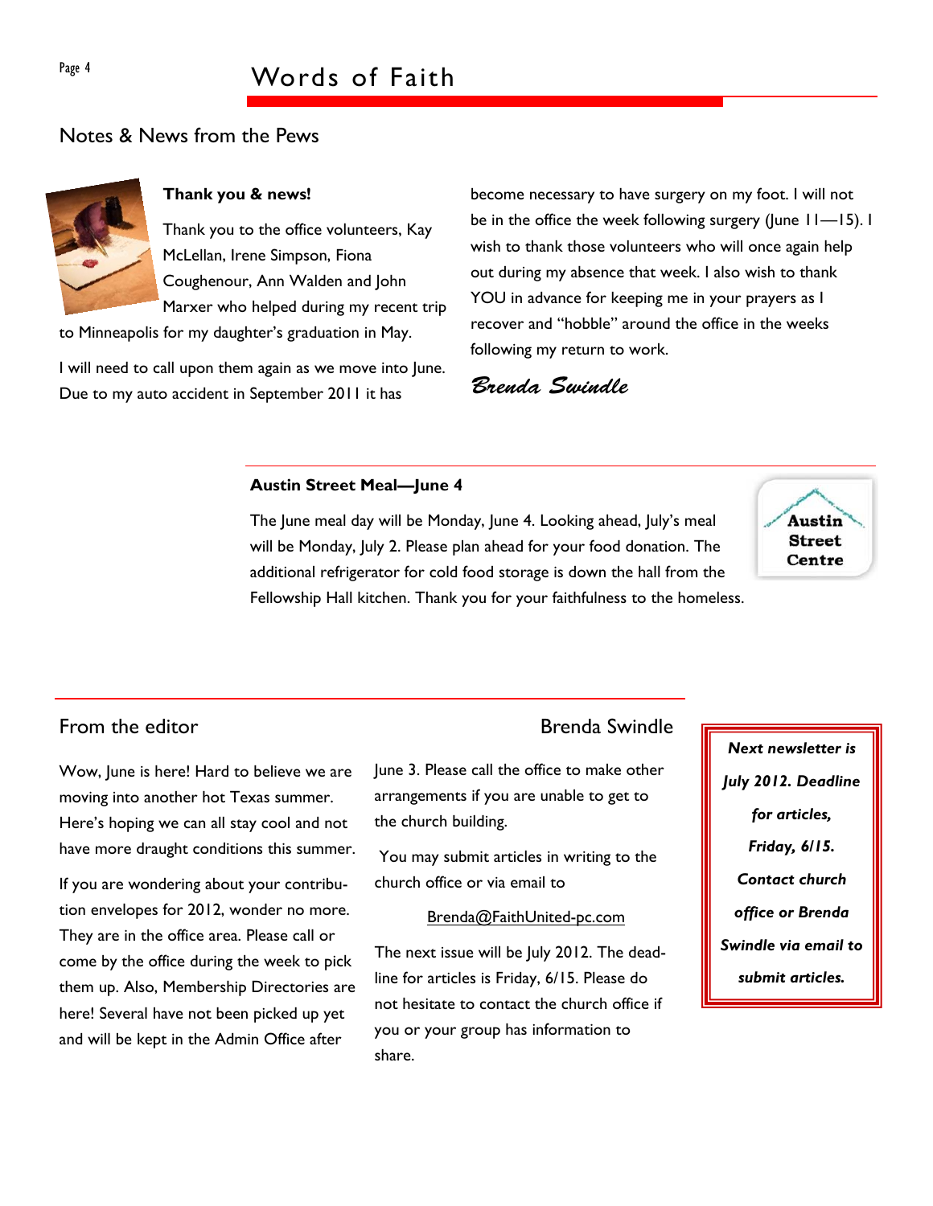## Notes & News from the Pews

**Thank you & news!**

Thank you to the office volunteers, Kay McLellan, Irene Simpson, Fiona Coughenour, Ann Walden and John Marxer who helped during my recent trip to Minneapolis for my daughter's graduation in May.

I will need to call upon them again as we move into June. Due to my auto accident in September 2011 it has become necessary to have surgery on my foot. I will not be in the office the week following surgery (June 11—15). I wish to thank those volunteers who will once again help out during my absence that week. I also wish to thank YOU in advance for keeping me in your prayers as I recover and "hobble" around the office in the weeks following my return to work.

*Brenda Swindle*

**Austin Street Meal—June 4**

The June meal day will be Monday, June 4. Looking ahead, July's meal will be Monday, July 2. Please plan ahead for your food donation. The additional refrigerator for cold food storage is down the hall from the Fellowship Hall kitchen. Thank you for your faithfulness to the homeless.

**Austin Street Centre**

## From the editor

Brenda Swindle

Wow, June is here! Hard to believe we are moving into another hot Texas summer. Here's hoping we can all stay cool and not have more draught conditions this summer.

If you are wondering about your contribution envelopes for 2012, wonder no more. They are in the office area. Please call or come by the office during the week to pick them up. Also, Membership Directories are here! Several have not been picked up yet and will be kept in the Admin Office after June 3. Please call the office to make other arrangements if you are unable to get to the church building.

You may submit articles in writing to the church office or via email to

Brenda@FaithUnited-pc.com

The next issue will be July 2012. The deadline for articles is Friday, 6/15. Please do not hesitate to contact the church office if you or your group has information to share.

***Next newsletter is July 2012. Deadline for articles, Friday, 6/15. Contact church office or Brenda Swindle via email to submit articles.***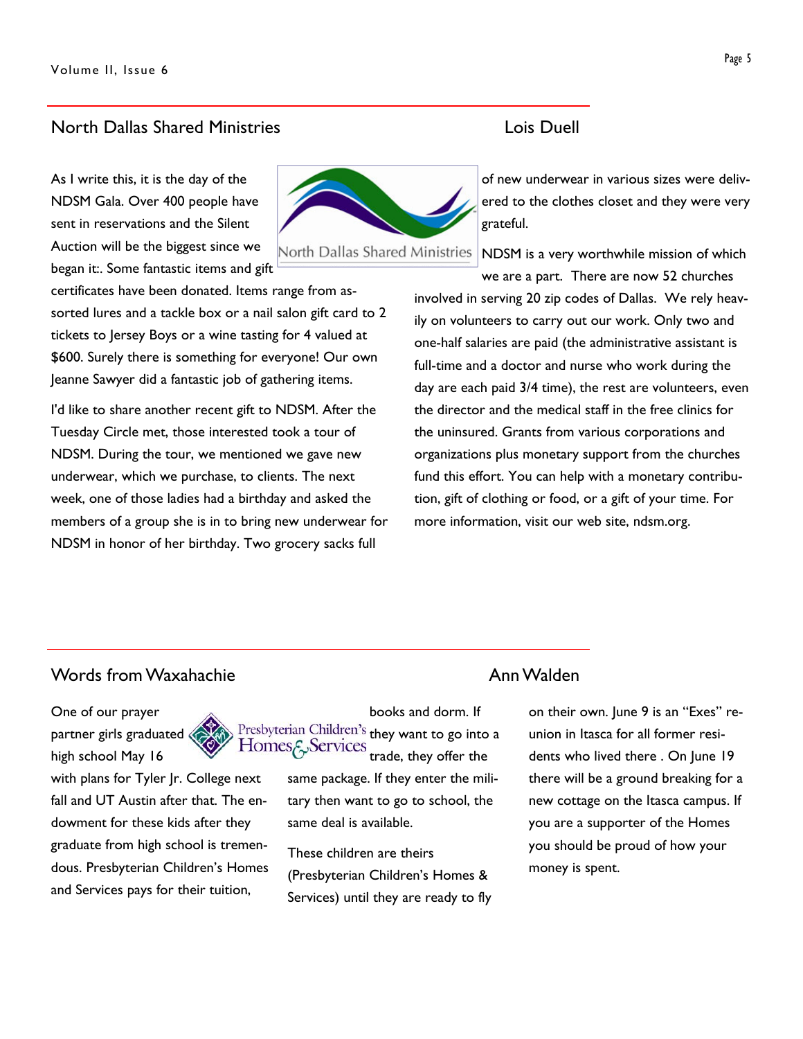## North Dallas Shared Ministries

Lois Duell

As I write this, it is the day of the NDSM Gala. Over 400 people have sent in reservations and the Silent Auction will be the biggest since we began it:. Some fantastic items and gift certificates have been donated. Items range from assorted lures and a tackle box or a nail salon gift card to 2 tickets to Jersey Boys or a wine tasting for 4 valued at $600. Surely there is something for everyone! Our own Jeanne Sawyer did a fantastic job of gathering items.

I'd like to share another recent gift to NDSM. After the Tuesday Circle met, those interested took a tour of NDSM. During the tour, we mentioned we gave new underwear, which we purchase, to clients. The next week, one of those ladies had a birthday and asked the members of a group she is in to bring new underwear for NDSM in honor of her birthday. Two grocery sacks full of new underwear in various sizes were delivered to the clothes closet and they were very grateful.

NDSM is a very worthwhile mission of which we are a part. There are now 52 churches involved in serving 20 zip codes of Dallas. We rely heavily on volunteers to carry out our work. Only two and one-half salaries are paid (the administrative assistant is full-time and a doctor and nurse who work during the day are each paid 3/4 time), the rest are volunteers, even the director and the medical staff in the free clinics for the uninsured. Grants from various corporations and organizations plus monetary support from the churches fund this effort. You can help with a monetary contribution, gift of clothing or food, or a gift of your time. For more information, visit our web site, ndsm.org.

## Words from Waxahachie

Ann Walden

One of our prayer partner girls graduated high school May 16 with plans for Tyler Jr. College next fall and UT Austin after that. The endowment for these kids after they graduate from high school is tremendous. Presbyterian Children's Homes and Services pays for their tuition, books and dorm. If they want to go into a trade, they offer the same package. If they enter the military then want to go to school, the same deal is available.

These children are theirs (Presbyterian Children's Homes & Services) until they are ready to fly on their own. June 9 is an "Exes" reunion in Itasca for all former residents who lived there . On June 19 there will be a ground breaking for a new cottage on the Itasca campus. If you are a supporter of the Homes you should be proud of how your money is spent.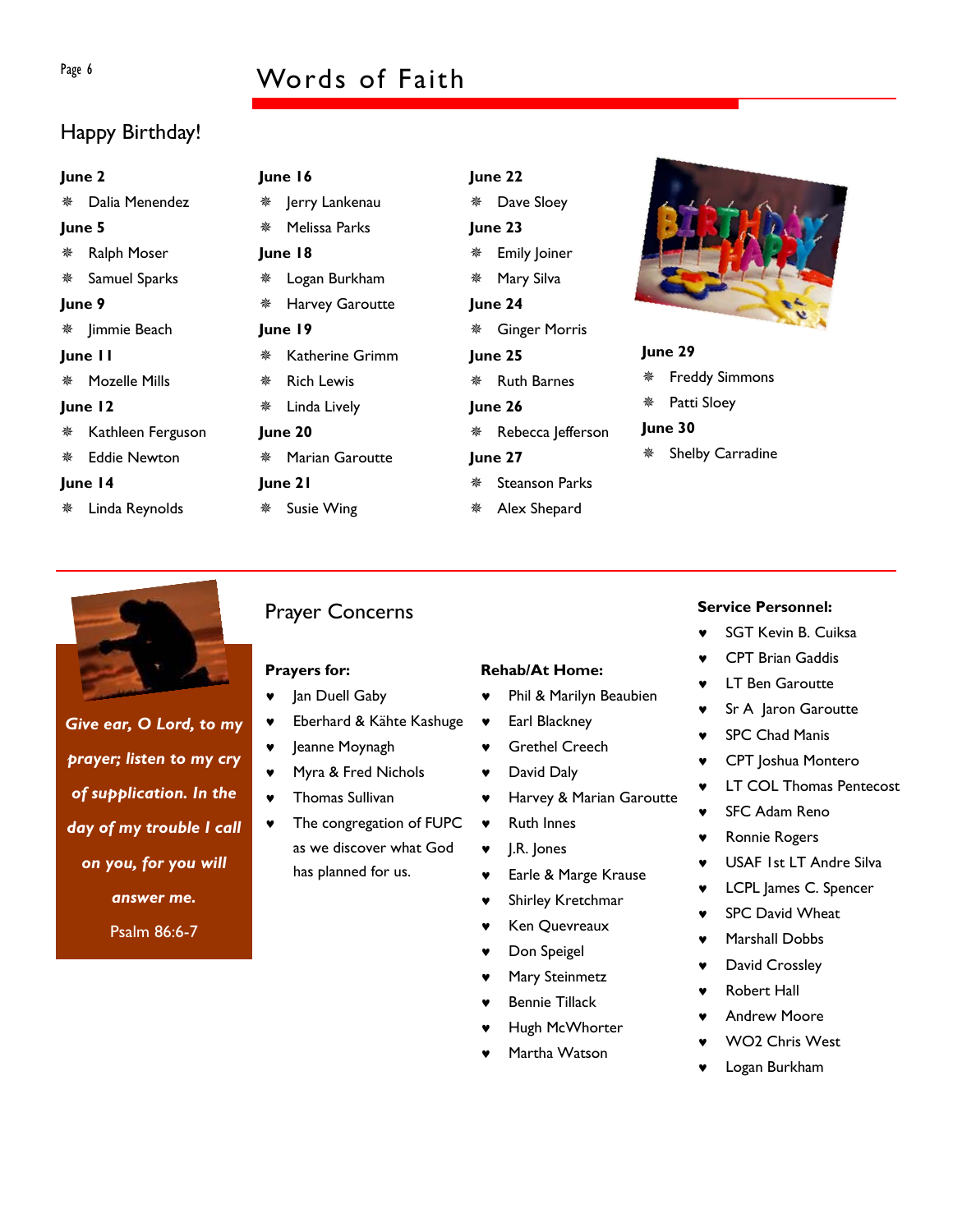# Words of Faith

## Happy Birthday!

**June 2**
- Dalia Menendez

**June 5**
- Ralph Moser
- Samuel Sparks

**June 9**
- Jimmie Beach

**June 11**
- Mozelle Mills

**June 12**
- Kathleen Ferguson
- Eddie Newton

**June 14**
- Linda Reynolds

**June 16**
- Jerry Lankenau
- Melissa Parks

**June 18**
- Logan Burkham
- Harvey Garoutte

**June 19**
- Katherine Grimm
- Rich Lewis
- Linda Lively

**June 20**
- Marian Garoutte

**June 21**
- Susie Wing

**June 22**
- Dave Sloey

**June 23**
- Emily Joiner
- Mary Silva

**June 24**
- Ginger Morris

**June 25**
- Ruth Barnes

**June 26**
- Rebecca Jefferson

**June 27**
- Steanson Parks
- Alex Shepard

**June 29**
- Freddy Simmons
- Patti Sloey

**June 30**
- Shelby Carradine

***Give ear, O Lord, to my prayer; listen to my cry of supplication. In the day of my trouble I call on you, for you will answer me.***

Psalm 86:6-7

## Prayer Concerns

**Prayers for:**
- Jan Duell Gaby
- Eberhard & Kähte Kashuge
- Jeanne Moynagh
- Myra & Fred Nichols
- Thomas Sullivan
- The congregation of FUPC as we discover what God has planned for us.

**Rehab/At Home:**
- Phil & Marilyn Beaubien
- Earl Blackney
- Grethel Creech
- David Daly
- Harvey & Marian Garoutte
- Ruth Innes
- J.R. Jones
- Earle & Marge Krause
- Shirley Kretchmar
- Ken Quevreaux
- Don Speigel
- Mary Steinmetz
- Bennie Tillack
- Hugh McWhorter
- Martha Watson

**Service Personnel:**
- SGT Kevin B. Cuiksa
- CPT Brian Gaddis
- LT Ben Garoutte
- Sr A Jaron Garoutte
- SPC Chad Manis
- CPT Joshua Montero
- LT COL Thomas Pentecost
- SFC Adam Reno
- Ronnie Rogers
- USAF 1st LT Andre Silva
- LCPL James C. Spencer
- SPC David Wheat
- Marshall Dobbs
- David Crossley
- Robert Hall
- Andrew Moore
- WO2 Chris West
- Logan Burkham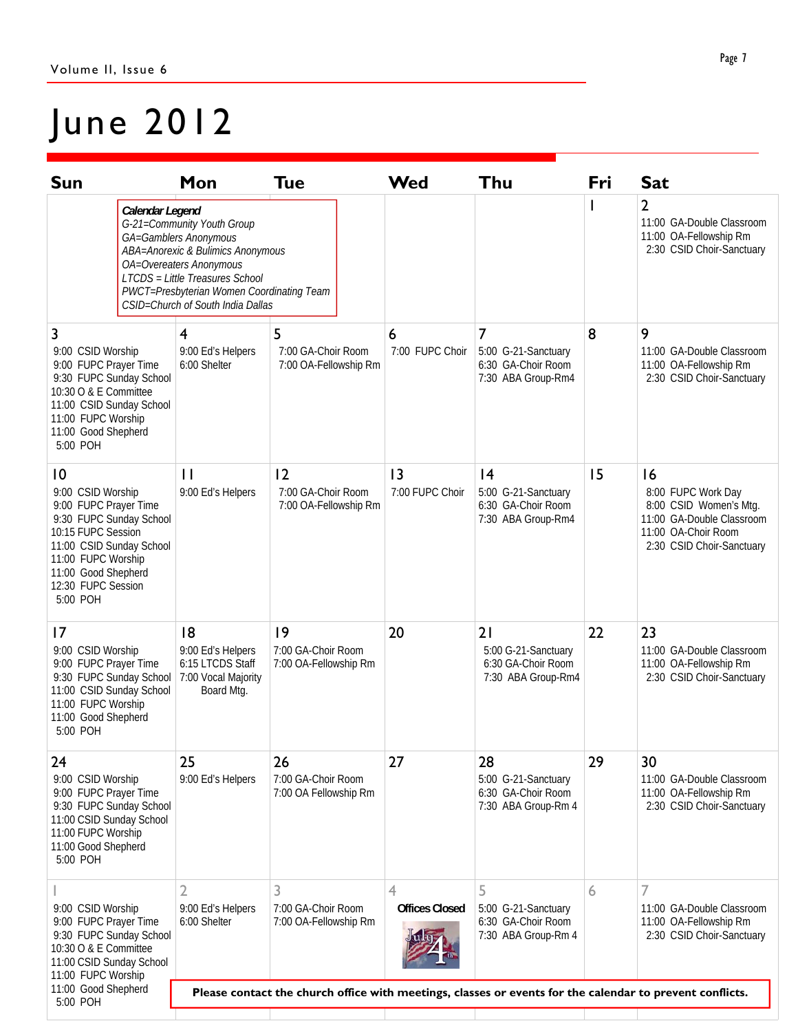# June 2012

| Sun | Mon | Tue | Wed | Thu | Fri | Sat |
|---|---|---|---|---|---|---|
| | | | | | 1 | 2<br>11:00 GA-Double Classroom<br>11:00 OA-Fellowship Rm<br>2:30 CSID Choir-Sanctuary |
| 3<br>9:00 CSID Worship<br>9:00 FUPC Prayer Time<br>9:30 FUPC Sunday School<br>10:30 O & E Committee<br>11:00 CSID Sunday School<br>11:00 FUPC Worship<br>11:00 Good Shepherd<br>5:00 POH | 4<br>9:00 Ed's Helpers<br>6:00 Shelter | 5<br>7:00 GA-Choir Room<br>7:00 OA-Fellowship Rm | 6<br>7:00 FUPC Choir | 7<br>5:00 G-21-Sanctuary<br>6:30 GA-Choir Room<br>7:30 ABA Group-Rm4 | 8 | 9<br>11:00 GA-Double Classroom<br>11:00 OA-Fellowship Rm<br>2:30 CSID Choir-Sanctuary |
| 10<br>9:00 CSID Worship<br>9:00 FUPC Prayer Time<br>9:30 FUPC Sunday School<br>10:15 FUPC Session<br>11:00 CSID Sunday School<br>11:00 FUPC Worship<br>11:00 Good Shepherd<br>12:30 FUPC Session<br>5:00 POH | 11<br>9:00 Ed's Helpers | 12<br>7:00 GA-Choir Room<br>7:00 OA-Fellowship Rm | 13<br>7:00 FUPC Choir | 14<br>5:00 G-21-Sanctuary<br>6:30 GA-Choir Room<br>7:30 ABA Group-Rm4 | 15 | 16<br>8:00 FUPC Work Day<br>8:00 CSID Women's Mtg.<br>11:00 GA-Double Classroom<br>11:00 OA-Choir Room<br>2:30 CSID Choir-Sanctuary |
| 17<br>9:00 CSID Worship<br>9:00 FUPC Prayer Time<br>9:30 FUPC Sunday School<br>11:00 CSID Sunday School<br>11:00 FUPC Worship<br>11:00 Good Shepherd<br>5:00 POH | 18<br>9:00 Ed's Helpers<br>6:15 LTCDS Staff<br>7:00 Vocal Majority Board Mtg. | 19<br>7:00 GA-Choir Room<br>7:00 OA-Fellowship Rm | 20 | 21<br>5:00 G-21-Sanctuary<br>6:30 GA-Choir Room<br>7:30 ABA Group-Rm4 | 22 | 23<br>11:00 GA-Double Classroom<br>11:00 OA-Fellowship Rm<br>2:30 CSID Choir-Sanctuary |
| 24<br>9:00 CSID Worship<br>9:00 FUPC Prayer Time<br>9:30 FUPC Sunday School<br>11:00 CSID Sunday School<br>11:00 FUPC Worship<br>11:00 Good Shepherd<br>5:00 POH | 25<br>9:00 Ed's Helpers | 26<br>7:00 GA-Choir Room<br>7:00 OA Fellowship Rm | 27 | 28<br>5:00 G-21-Sanctuary<br>6:30 GA-Choir Room<br>7:30 ABA Group-Rm 4 | 29 | 30<br>11:00 GA-Double Classroom<br>11:00 OA-Fellowship Rm<br>2:30 CSID Choir-Sanctuary |
| 1<br>9:00 CSID Worship<br>9:00 FUPC Prayer Time<br>9:30 FUPC Sunday School<br>10:30 O & E Committee<br>11:00 CSID Sunday School<br>11:00 FUPC Worship<br>11:00 Good Shepherd<br>5:00 POH | 2<br>9:00 Ed's Helpers<br>6:00 Shelter | 3<br>7:00 GA-Choir Room<br>7:00 OA-Fellowship Rm | 4<br>**Offices Closed** | 5<br>5:00 G-21-Sanctuary<br>6:30 GA-Choir Room<br>7:30 ABA Group-Rm 4 | 6 | 7<br>11:00 GA-Double Classroom<br>11:00 OA-Fellowship Rm<br>2:30 CSID Choir-Sanctuary |

***Calendar Legend***
*G-21=Community Youth Group*
*GA=Gamblers Anonymous*
*ABA=Anorexic & Bulimics Anonymous*
*OA=Overeaters Anonymous*
*LTCDS = Little Treasures School*
*PWCT=Presbyterian Women Coordinating Team*
*CSID=Church of South India Dallas*

**Please contact the church office with meetings, classes or events for the calendar to prevent conflicts.**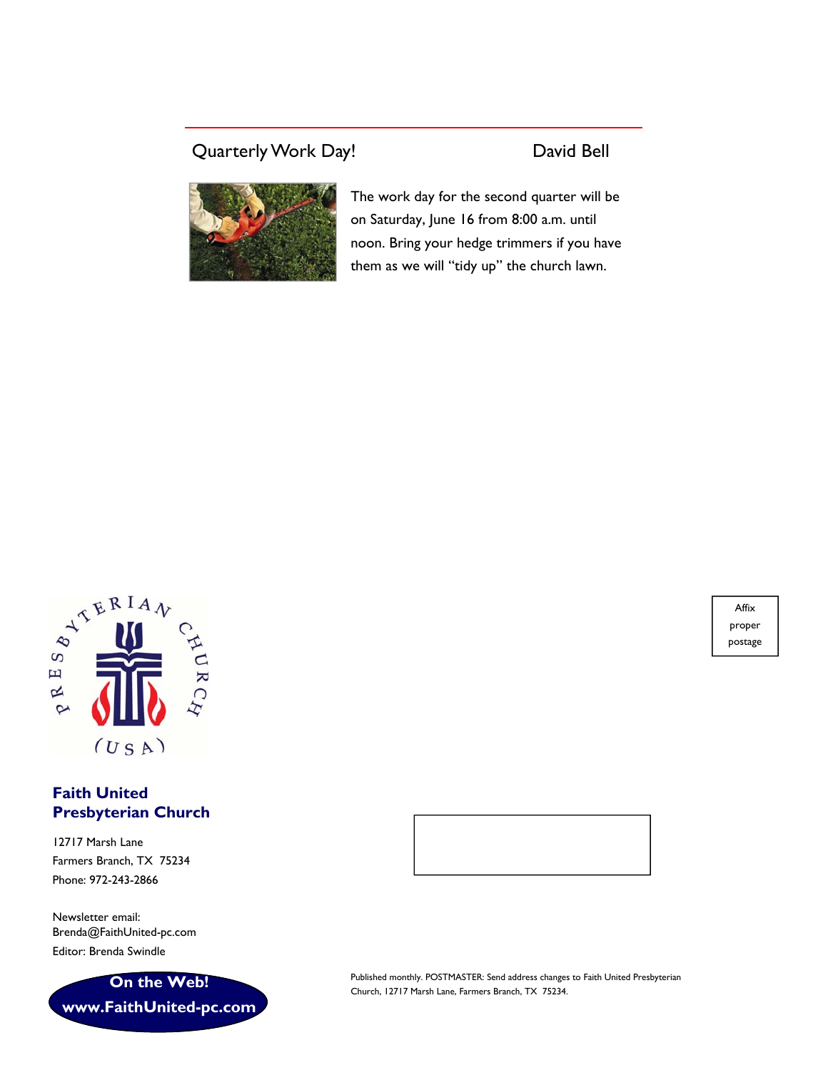## Quarterly Work Day! David Bell

The work day for the second quarter will be on Saturday, June 16 from 8:00 a.m. until noon. Bring your hedge trimmers if you have them as we will "tidy up" the church lawn.

Affix proper postage

**Faith United Presbyterian Church**

12717 Marsh Lane
Farmers Branch, TX 75234
Phone: 972-243-2866

Newsletter email:
Brenda@FaithUnited-pc.com
Editor: Brenda Swindle

**On the Web!**
**www.FaithUnited-pc.com**

Published monthly. POSTMASTER: Send address changes to Faith United Presbyterian Church, 12717 Marsh Lane, Farmers Branch, TX 75234.